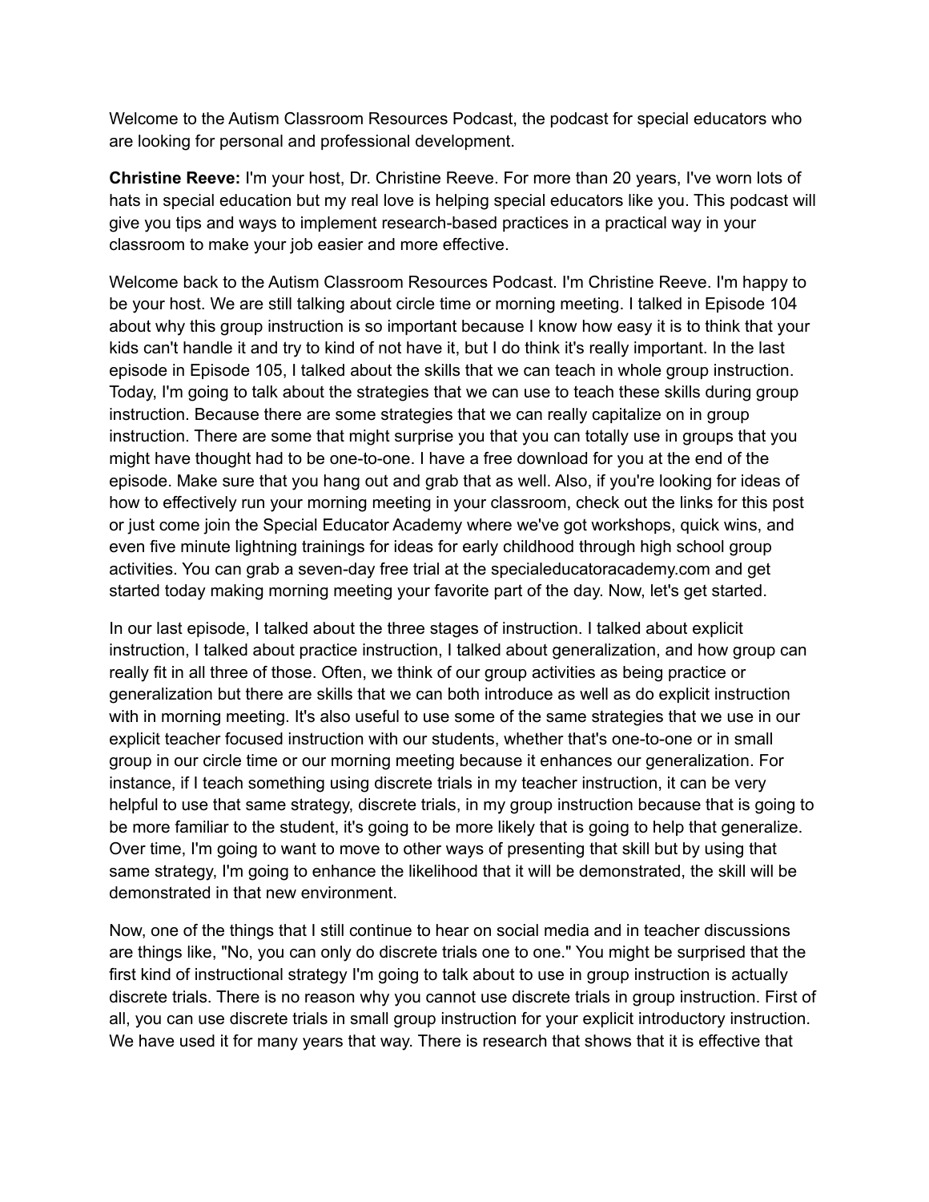Welcome to the Autism Classroom Resources Podcast, the podcast for special educators who are looking for personal and professional development.

**Christine Reeve:** I'm your host, Dr. Christine Reeve. For more than 20 years, I've worn lots of hats in special education but my real love is helping special educators like you. This podcast will give you tips and ways to implement research-based practices in a practical way in your classroom to make your job easier and more effective.

Welcome back to the Autism Classroom Resources Podcast. I'm Christine Reeve. I'm happy to be your host. We are still talking about circle time or morning meeting. I talked in Episode 104 about why this group instruction is so important because I know how easy it is to think that your kids can't handle it and try to kind of not have it, but I do think it's really important. In the last episode in Episode 105, I talked about the skills that we can teach in whole group instruction. Today, I'm going to talk about the strategies that we can use to teach these skills during group instruction. Because there are some strategies that we can really capitalize on in group instruction. There are some that might surprise you that you can totally use in groups that you might have thought had to be one-to-one. I have a free download for you at the end of the episode. Make sure that you hang out and grab that as well. Also, if you're looking for ideas of how to effectively run your morning meeting in your classroom, check out the links for this post or just come join the Special Educator Academy where we've got workshops, quick wins, and even five minute lightning trainings for ideas for early childhood through high school group activities. You can grab a seven-day free trial at the specialeducatoracademy.com and get started today making morning meeting your favorite part of the day. Now, let's get started.

In our last episode, I talked about the three stages of instruction. I talked about explicit instruction, I talked about practice instruction, I talked about generalization, and how group can really fit in all three of those. Often, we think of our group activities as being practice or generalization but there are skills that we can both introduce as well as do explicit instruction with in morning meeting. It's also useful to use some of the same strategies that we use in our explicit teacher focused instruction with our students, whether that's one-to-one or in small group in our circle time or our morning meeting because it enhances our generalization. For instance, if I teach something using discrete trials in my teacher instruction, it can be very helpful to use that same strategy, discrete trials, in my group instruction because that is going to be more familiar to the student, it's going to be more likely that is going to help that generalize. Over time, I'm going to want to move to other ways of presenting that skill but by using that same strategy, I'm going to enhance the likelihood that it will be demonstrated, the skill will be demonstrated in that new environment.

Now, one of the things that I still continue to hear on social media and in teacher discussions are things like, "No, you can only do discrete trials one to one." You might be surprised that the first kind of instructional strategy I'm going to talk about to use in group instruction is actually discrete trials. There is no reason why you cannot use discrete trials in group instruction. First of all, you can use discrete trials in small group instruction for your explicit introductory instruction. We have used it for many years that way. There is research that shows that it is effective that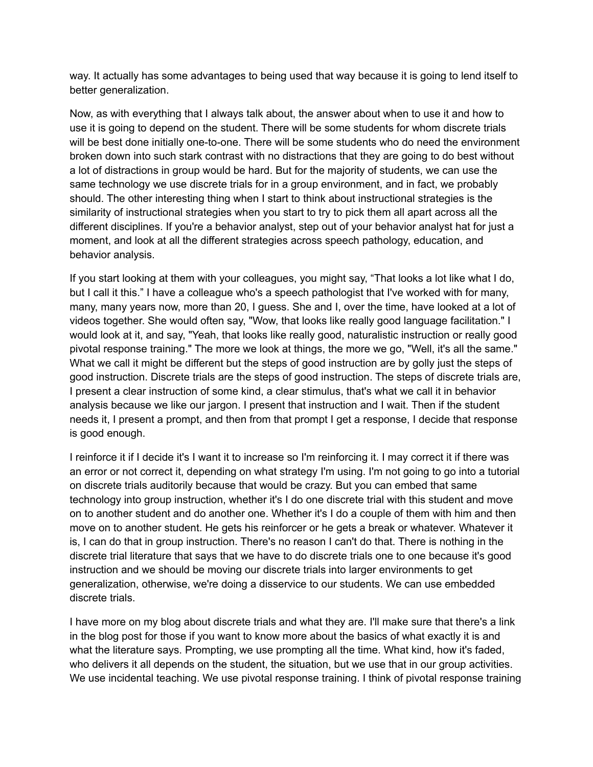way. It actually has some advantages to being used that way because it is going to lend itself to better generalization.

Now, as with everything that I always talk about, the answer about when to use it and how to use it is going to depend on the student. There will be some students for whom discrete trials will be best done initially one-to-one. There will be some students who do need the environment broken down into such stark contrast with no distractions that they are going to do best without a lot of distractions in group would be hard. But for the majority of students, we can use the same technology we use discrete trials for in a group environment, and in fact, we probably should. The other interesting thing when I start to think about instructional strategies is the similarity of instructional strategies when you start to try to pick them all apart across all the different disciplines. If you're a behavior analyst, step out of your behavior analyst hat for just a moment, and look at all the different strategies across speech pathology, education, and behavior analysis.

If you start looking at them with your colleagues, you might say, "That looks a lot like what I do, but I call it this." I have a colleague who's a speech pathologist that I've worked with for many, many, many years now, more than 20, I guess. She and I, over the time, have looked at a lot of videos together. She would often say, "Wow, that looks like really good language facilitation." I would look at it, and say, "Yeah, that looks like really good, naturalistic instruction or really good pivotal response training." The more we look at things, the more we go, "Well, it's all the same." What we call it might be different but the steps of good instruction are by golly just the steps of good instruction. Discrete trials are the steps of good instruction. The steps of discrete trials are, I present a clear instruction of some kind, a clear stimulus, that's what we call it in behavior analysis because we like our jargon. I present that instruction and I wait. Then if the student needs it, I present a prompt, and then from that prompt I get a response, I decide that response is good enough.

I reinforce it if I decide it's I want it to increase so I'm reinforcing it. I may correct it if there was an error or not correct it, depending on what strategy I'm using. I'm not going to go into a tutorial on discrete trials auditorily because that would be crazy. But you can embed that same technology into group instruction, whether it's I do one discrete trial with this student and move on to another student and do another one. Whether it's I do a couple of them with him and then move on to another student. He gets his reinforcer or he gets a break or whatever. Whatever it is, I can do that in group instruction. There's no reason I can't do that. There is nothing in the discrete trial literature that says that we have to do discrete trials one to one because it's good instruction and we should be moving our discrete trials into larger environments to get generalization, otherwise, we're doing a disservice to our students. We can use embedded discrete trials.

I have more on my blog about discrete trials and what they are. I'll make sure that there's a link in the blog post for those if you want to know more about the basics of what exactly it is and what the literature says. Prompting, we use prompting all the time. What kind, how it's faded, who delivers it all depends on the student, the situation, but we use that in our group activities. We use incidental teaching. We use pivotal response training. I think of pivotal response training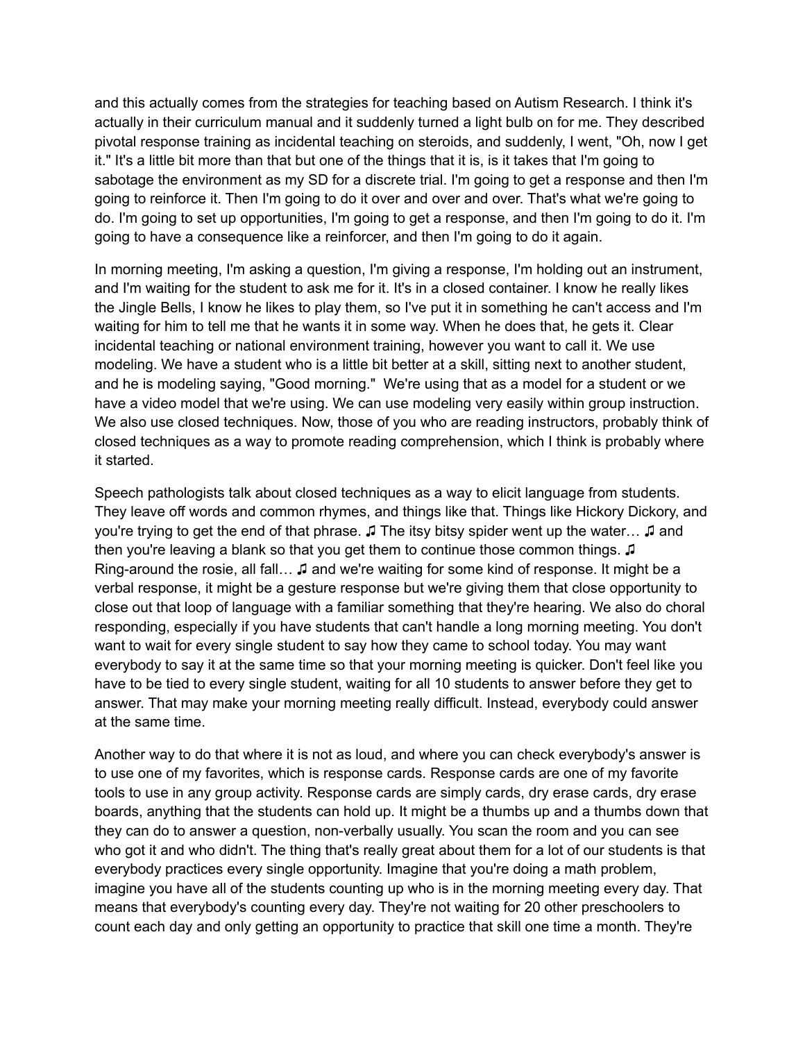and this actually comes from the strategies for teaching based on Autism Research. I think it's actually in their curriculum manual and it suddenly turned a light bulb on for me. They described pivotal response training as incidental teaching on steroids, and suddenly, I went, "Oh, now I get it." It's a little bit more than that but one of the things that it is, is it takes that I'm going to sabotage the environment as my SD for a discrete trial. I'm going to get a response and then I'm going to reinforce it. Then I'm going to do it over and over and over. That's what we're going to do. I'm going to set up opportunities, I'm going to get a response, and then I'm going to do it. I'm going to have a consequence like a reinforcer, and then I'm going to do it again.

In morning meeting, I'm asking a question, I'm giving a response, I'm holding out an instrument, and I'm waiting for the student to ask me for it. It's in a closed container. I know he really likes the Jingle Bells, I know he likes to play them, so I've put it in something he can't access and I'm waiting for him to tell me that he wants it in some way. When he does that, he gets it. Clear incidental teaching or national environment training, however you want to call it. We use modeling. We have a student who is a little bit better at a skill, sitting next to another student, and he is modeling saying, "Good morning." We're using that as a model for a student or we have a video model that we're using. We can use modeling very easily within group instruction. We also use closed techniques. Now, those of you who are reading instructors, probably think of closed techniques as a way to promote reading comprehension, which I think is probably where it started.

Speech pathologists talk about closed techniques as a way to elicit language from students. They leave off words and common rhymes, and things like that. Things like Hickory Dickory, and you're trying to get the end of that phrase. ♫ The itsy bitsy spider went up the water… ♫ and then you're leaving a blank so that you get them to continue those common things. ♫ Ring-around the rosie, all fall… ♫ and we're waiting for some kind of response. It might be a verbal response, it might be a gesture response but we're giving them that close opportunity to close out that loop of language with a familiar something that they're hearing. We also do choral responding, especially if you have students that can't handle a long morning meeting. You don't want to wait for every single student to say how they came to school today. You may want everybody to say it at the same time so that your morning meeting is quicker. Don't feel like you have to be tied to every single student, waiting for all 10 students to answer before they get to answer. That may make your morning meeting really difficult. Instead, everybody could answer at the same time.

Another way to do that where it is not as loud, and where you can check everybody's answer is to use one of my favorites, which is response cards. Response cards are one of my favorite tools to use in any group activity. Response cards are simply cards, dry erase cards, dry erase boards, anything that the students can hold up. It might be a thumbs up and a thumbs down that they can do to answer a question, non-verbally usually. You scan the room and you can see who got it and who didn't. The thing that's really great about them for a lot of our students is that everybody practices every single opportunity. Imagine that you're doing a math problem, imagine you have all of the students counting up who is in the morning meeting every day. That means that everybody's counting every day. They're not waiting for 20 other preschoolers to count each day and only getting an opportunity to practice that skill one time a month. They're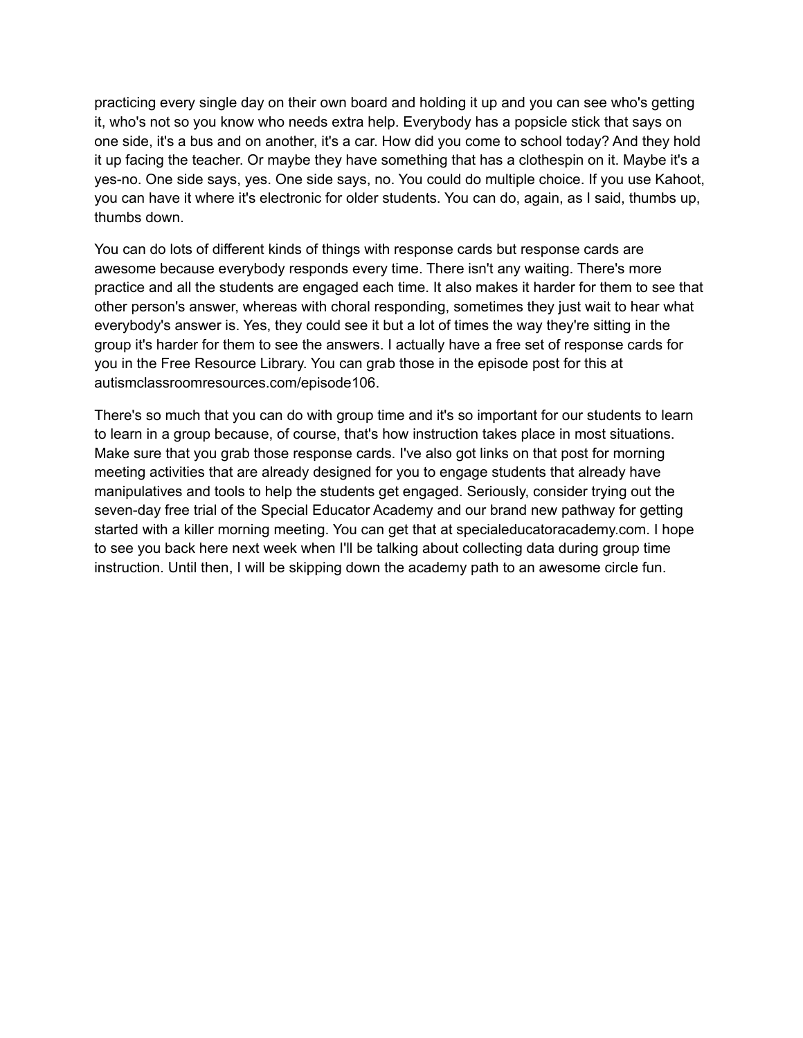practicing every single day on their own board and holding it up and you can see who's getting it, who's not so you know who needs extra help. Everybody has a popsicle stick that says on one side, it's a bus and on another, it's a car. How did you come to school today? And they hold it up facing the teacher. Or maybe they have something that has a clothespin on it. Maybe it's a yes-no. One side says, yes. One side says, no. You could do multiple choice. If you use Kahoot, you can have it where it's electronic for older students. You can do, again, as I said, thumbs up, thumbs down.

You can do lots of different kinds of things with response cards but response cards are awesome because everybody responds every time. There isn't any waiting. There's more practice and all the students are engaged each time. It also makes it harder for them to see that other person's answer, whereas with choral responding, sometimes they just wait to hear what everybody's answer is. Yes, they could see it but a lot of times the way they're sitting in the group it's harder for them to see the answers. I actually have a free set of response cards for you in the Free Resource Library. You can grab those in the episode post for this at autismclassroomresources.com/episode106.

There's so much that you can do with group time and it's so important for our students to learn to learn in a group because, of course, that's how instruction takes place in most situations. Make sure that you grab those response cards. I've also got links on that post for morning meeting activities that are already designed for you to engage students that already have manipulatives and tools to help the students get engaged. Seriously, consider trying out the seven-day free trial of the Special Educator Academy and our brand new pathway for getting started with a killer morning meeting. You can get that at specialeducatoracademy.com. I hope to see you back here next week when I'll be talking about collecting data during group time instruction. Until then, I will be skipping down the academy path to an awesome circle fun.